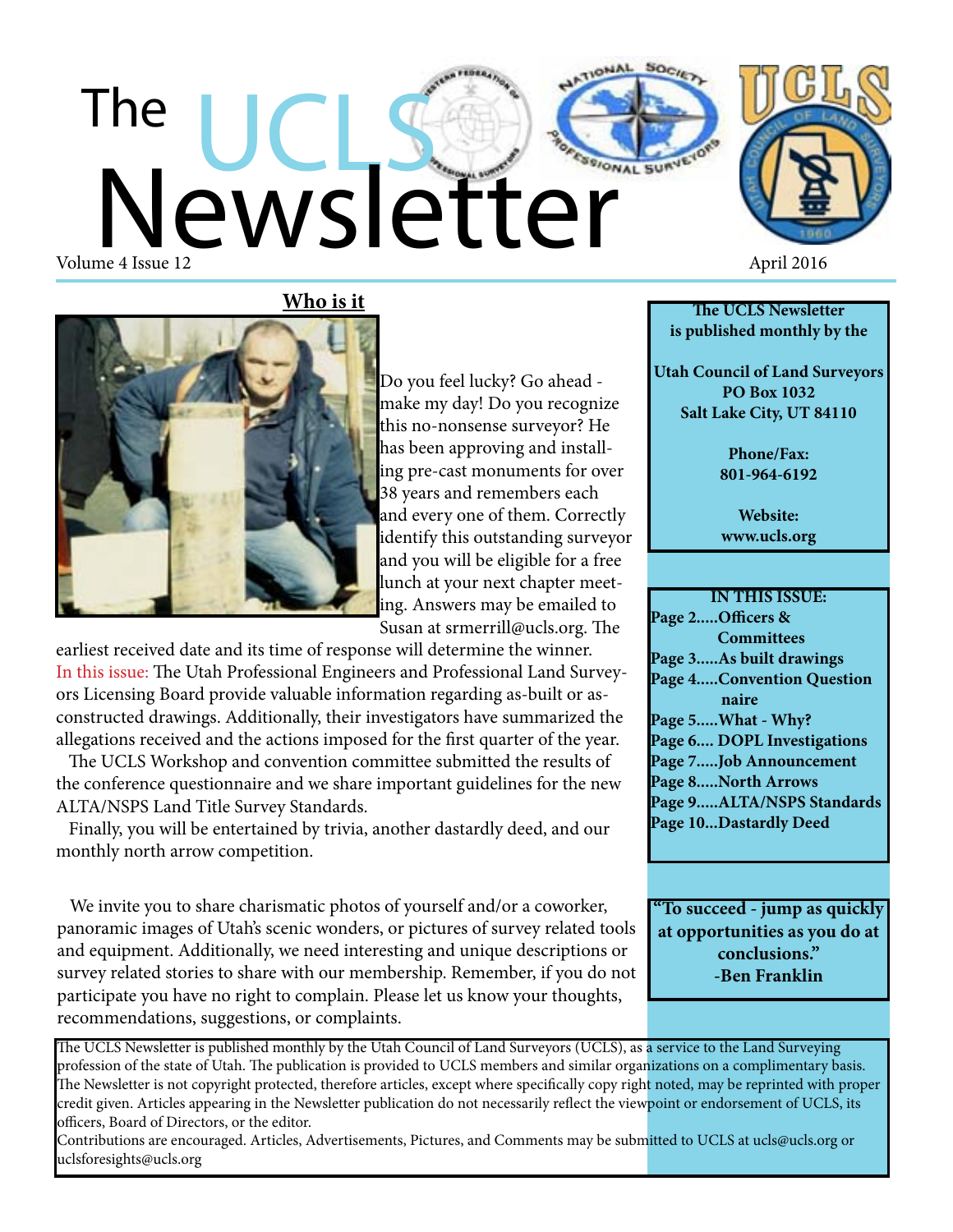# The UCLS Newsletter

Volume 4 Issue 12

April 2016

## Who is it

Do you feel lucky? Go ahead - make my day! Do you recognize this no-nonsense surveyor? He has been approving and installing pre-cast monuments for over 38 years and remembers each and every one of them. Correctly identify this outstanding surveyor and you will be eligible for a free lunch at your next chapter meeting. Answers may be emailed to Susan at srmerrill@ucls.org. The earliest received date and its time of response will determine the winner.

In this issue: The Utah Professional Engineers and Professional Land Surveyors Licensing Board provide valuable information regarding as-built or as-constructed drawings. Additionally, their investigators have summarized the allegations received and the actions imposed for the first quarter of the year.

The UCLS Workshop and convention committee submitted the results of the conference questionnaire and we share important guidelines for the new ALTA/NSPS Land Title Survey Standards.

Finally, you will be entertained by trivia, another dastardly deed, and our monthly north arrow competition.

We invite you to share charismatic photos of yourself and/or a coworker, panoramic images of Utah's scenic wonders, or pictures of survey related tools and equipment. Additionally, we need interesting and unique descriptions or survey related stories to share with our membership. Remember, if you do not participate you have no right to complain. Please let us know your thoughts, recommendations, suggestions, or complaints.

**The UCLS Newsletter is published monthly by the**

**Utah Council of Land Surveyors**
**PO Box 1032**
**Salt Lake City, UT 84110**

**Phone/Fax:**
**801-964-6192**

**Website:**
**www.ucls.org**

**IN THIS ISSUE:**

- **Page 2.....Officers & Committees**
- **Page 3.....As built drawings**
- **Page 4.....Convention Questionnaire**
- **Page 5.....What - Why?**
- **Page 6.... DOPL Investigations**
- **Page 7.....Job Announcement**
- **Page 8.....North Arrows**
- **Page 9.....ALTA/NSPS Standards**
- **Page 10...Dastardly Deed**

**"To succeed - jump as quickly at opportunities as you do at conclusions."**
**-Ben Franklin**

The UCLS Newsletter is published monthly by the Utah Council of Land Surveyors (UCLS), as a service to the Land Surveying profession of the state of Utah. The publication is provided to UCLS members and similar organizations on a complimentary basis. The Newsletter is not copyright protected, therefore articles, except where specifically copy right noted, may be reprinted with proper credit given. Articles appearing in the Newsletter publication do not necessarily reflect the viewpoint or endorsement of UCLS, its officers, Board of Directors, or the editor.

Contributions are encouraged. Articles, Advertisements, Pictures, and Comments may be submitted to UCLS at ucls@ucls.org or uclsforesights@ucls.org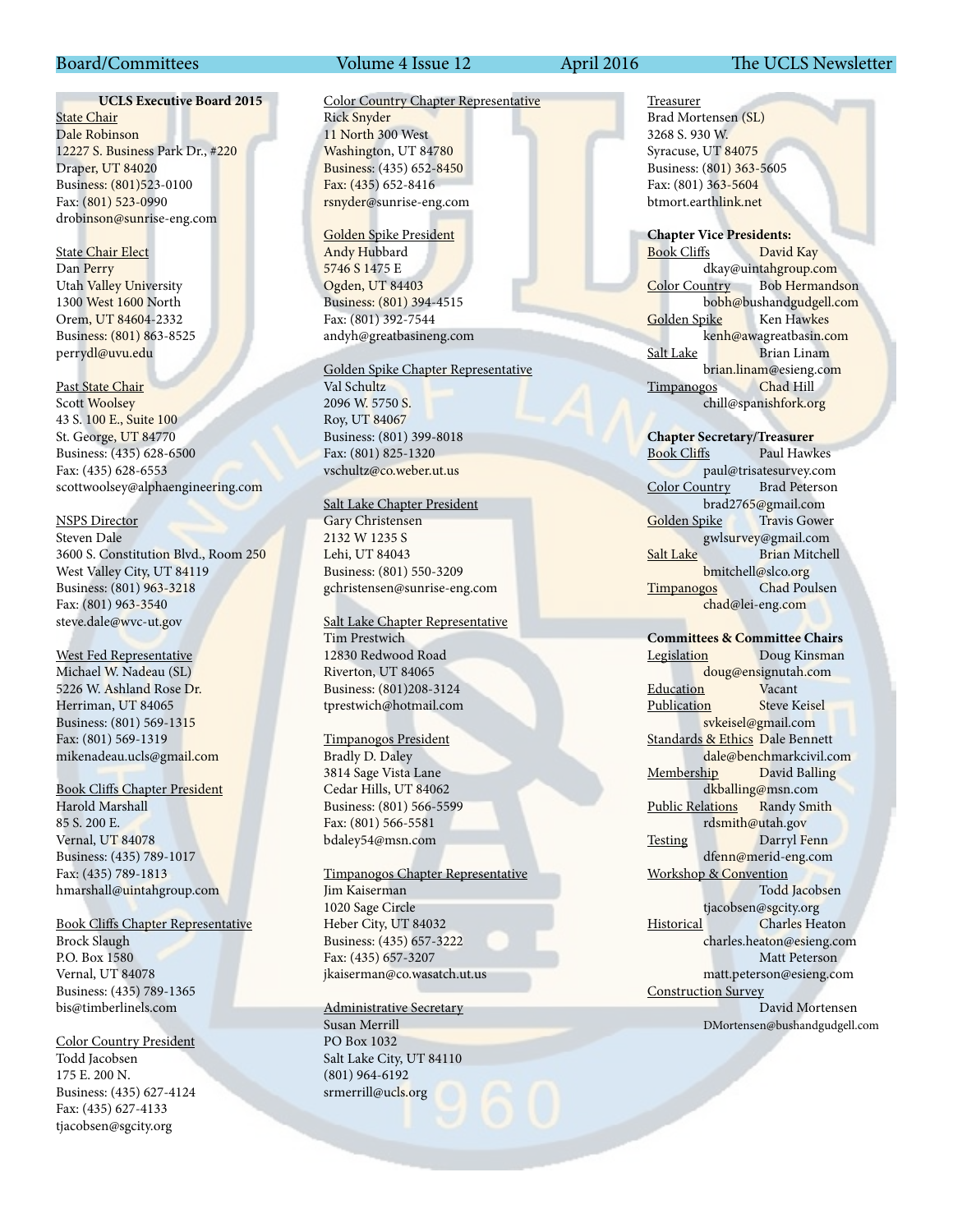## UCLS Executive Board 2015

State Chair
Dale Robinson
12227 S. Business Park Dr., #220
Draper, UT 84020
Business: (801)523-0100
Fax: (801) 523-0990
drobinson@sunrise-eng.com

State Chair Elect
Dan Perry
Utah Valley University
1300 West 1600 North
Orem, UT 84604-2332
Business: (801) 863-8525
perrydl@uvu.edu

Past State Chair
Scott Woolsey
43 S. 100 E., Suite 100
St. George, UT 84770
Business: (435) 628-6500
Fax: (435) 628-6553
scottwoolsey@alphaengineering.com

NSPS Director
Steven Dale
3600 S. Constitution Blvd., Room 250
West Valley City, UT 84119
Business: (801) 963-3218
Fax: (801) 963-3540
steve.dale@wvc-ut.gov

West Fed Representative
Michael W. Nadeau (SL)
5226 W. Ashland Rose Dr.
Herriman, UT 84065
Business: (801) 569-1315
Fax: (801) 569-1319
mikenadeau.ucls@gmail.com

Book Cliffs Chapter President
Harold Marshall
85 S. 200 E.
Vernal, UT 84078
Business: (435) 789-1017
Fax: (435) 789-1813
hmarshall@uintahgroup.com

Book Cliffs Chapter Representative
Brock Slaugh
P.O. Box 1580
Vernal, UT 84078
Business: (435) 789-1365
bis@timberlinels.com

Color Country President
Todd Jacobsen
175 E. 200 N.
Business: (435) 627-4124
Fax: (435) 627-4133
tjacobsen@sgcity.org

Color Country Chapter Representative
Rick Snyder
11 North 300 West
Washington, UT 84780
Business: (435) 652-8450
Fax: (435) 652-8416
rsnyder@sunrise-eng.com

Golden Spike President
Andy Hubbard
5746 S 1475 E
Ogden, UT 84403
Business: (801) 394-4515
Fax: (801) 392-7544
andyh@greatbasineng.com

Golden Spike Chapter Representative
Val Schultz
2096 W. 5750 S.
Roy, UT 84067
Business: (801) 399-8018
Fax: (801) 825-1320
vschultz@co.weber.ut.us

Salt Lake Chapter President
Gary Christensen
2132 W 1235 S
Lehi, UT 84043
Business: (801) 550-3209
gchristensen@sunrise-eng.com

Salt Lake Chapter Representative
Tim Prestwich
12830 Redwood Road
Riverton, UT 84065
Business: (801)208-3124
tprestwich@hotmail.com

Timpanogos President
Bradly D. Daley
3814 Sage Vista Lane
Cedar Hills, UT 84062
Business: (801) 566-5599
Fax: (801) 566-5581
bdaley54@msn.com

Timpanogos Chapter Representative
Jim Kaiserman
1020 Sage Circle
Heber City, UT 84032
Business: (435) 657-3222
Fax: (435) 657-3207
jkaiserman@co.wasatch.ut.us

Administrative Secretary
Susan Merrill
PO Box 1032
Salt Lake City, UT 84110
(801) 964-6192
srmerrill@ucls.org

Treasurer
Brad Mortensen (SL)
3268 S. 930 W.
Syracuse, UT 84075
Business: (801) 363-5605
Fax: (801) 363-5604
btmort.earthlink.net

**Chapter Vice Presidents:**

Book Cliffs — David Kay
dkay@uintahgroup.com

Color Country — Bob Hermandson
bobh@bushandgudgell.com

Golden Spike — Ken Hawkes
kenh@awagreatbasin.com

Salt Lake — Brian Linam
brian.linam@esieng.com

Timpanogos — Chad Hill
chill@spanishfork.org

**Chapter Secretary/Treasurer**

Book Cliffs — Paul Hawkes
paul@trisatesurvey.com

Color Country — Brad Peterson
brad2765@gmail.com

Golden Spike — Travis Gower
gwlsurvey@gmail.com

Salt Lake — Brian Mitchell
bmitchell@slco.org

Timpanogos — Chad Poulsen
chad@lei-eng.com

**Committees & Committee Chairs**

Legislation — Doug Kinsman
doug@ensignutah.com

Education — Vacant

Publication — Steve Keisel
svkeisel@gmail.com

Standards & Ethics — Dale Bennett
dale@benchmarkcivil.com

Membership — David Balling
dkballing@msn.com

Public Relations — Randy Smith
rdsmith@utah.gov

Testing — Darryl Fenn
dfenn@merid-eng.com

Workshop & Convention — Todd Jacobsen
tjacobsen@sgcity.org

Historical — Charles Heaton
charles.heaton@esieng.com
Matt Peterson
matt.peterson@esieng.com

Construction Survey — David Mortensen
DMortensen@bushandgudgell.com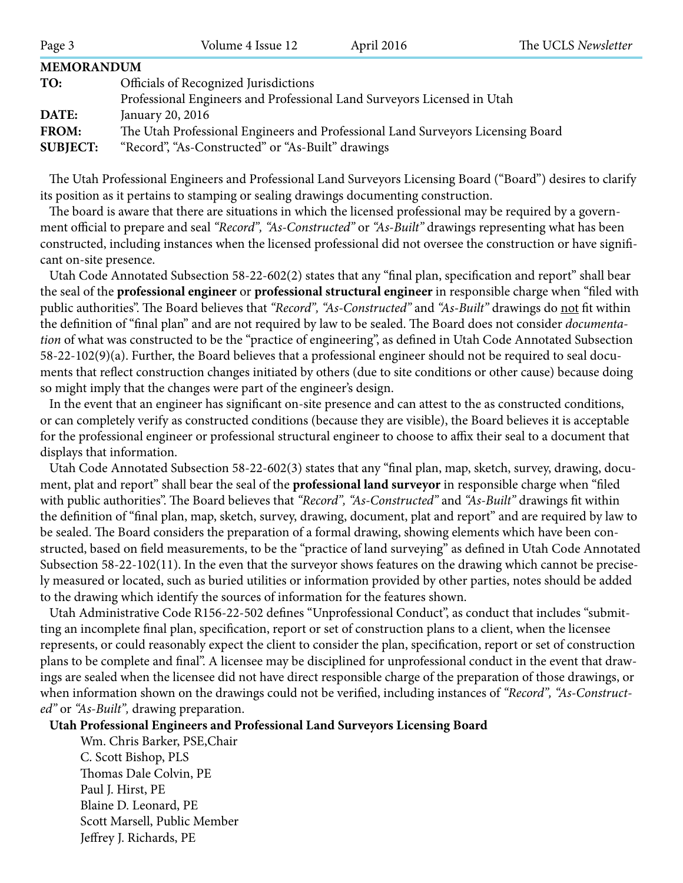**MEMORANDUM**

| | |
|---|---|
| **TO:** | Officials of Recognized Jurisdictions<br>Professional Engineers and Professional Land Surveyors Licensed in Utah |
| **DATE:** | January 20, 2016 |
| **FROM:** | The Utah Professional Engineers and Professional Land Surveyors Licensing Board |
| **SUBJECT:** | "Record", "As-Constructed" or "As-Built" drawings |

The Utah Professional Engineers and Professional Land Surveyors Licensing Board ("Board") desires to clarify its position as it pertains to stamping or sealing drawings documenting construction.

The board is aware that there are situations in which the licensed professional may be required by a government official to prepare and seal *"Record", "As-Constructed"* or *"As-Built"* drawings representing what has been constructed, including instances when the licensed professional did not oversee the construction or have significant on-site presence.

Utah Code Annotated Subsection 58-22-602(2) states that any "final plan, specification and report" shall bear the seal of the **professional engineer** or **professional structural engineer** in responsible charge when "filed with public authorities". The Board believes that *"Record", "As-Constructed"* and *"As-Built"* drawings do <u>not</u> fit within the definition of "final plan" and are not required by law to be sealed. The Board does not consider *documentation* of what was constructed to be the "practice of engineering", as defined in Utah Code Annotated Subsection 58-22-102(9)(a). Further, the Board believes that a professional engineer should not be required to seal documents that reflect construction changes initiated by others (due to site conditions or other cause) because doing so might imply that the changes were part of the engineer's design.

In the event that an engineer has significant on-site presence and can attest to the as constructed conditions, or can completely verify as constructed conditions (because they are visible), the Board believes it is acceptable for the professional engineer or professional structural engineer to choose to affix their seal to a document that displays that information.

Utah Code Annotated Subsection 58-22-602(3) states that any "final plan, map, sketch, survey, drawing, document, plat and report" shall bear the seal of the **professional land surveyor** in responsible charge when "filed with public authorities". The Board believes that *"Record", "As-Constructed"* and *"As-Built"* drawings fit within the definition of "final plan, map, sketch, survey, drawing, document, plat and report" and are required by law to be sealed. The Board considers the preparation of a formal drawing, showing elements which have been constructed, based on field measurements, to be the "practice of land surveying" as defined in Utah Code Annotated Subsection 58-22-102(11). In the even that the surveyor shows features on the drawing which cannot be precisely measured or located, such as buried utilities or information provided by other parties, notes should be added to the drawing which identify the sources of information for the features shown.

Utah Administrative Code R156-22-502 defines "Unprofessional Conduct", as conduct that includes "submitting an incomplete final plan, specification, report or set of construction plans to a client, when the licensee represents, or could reasonably expect the client to consider the plan, specification, report or set of construction plans to be complete and final". A licensee may be disciplined for unprofessional conduct in the event that drawings are sealed when the licensee did not have direct responsible charge of the preparation of those drawings, or when information shown on the drawings could not be verified, including instances of *"Record", "As-Constructed"* or *"As-Built",* drawing preparation.

**Utah Professional Engineers and Professional Land Surveyors Licensing Board**

Wm. Chris Barker, PSE,Chair
C. Scott Bishop, PLS
Thomas Dale Colvin, PE
Paul J. Hirst, PE
Blaine D. Leonard, PE
Scott Marsell, Public Member
Jeffrey J. Richards, PE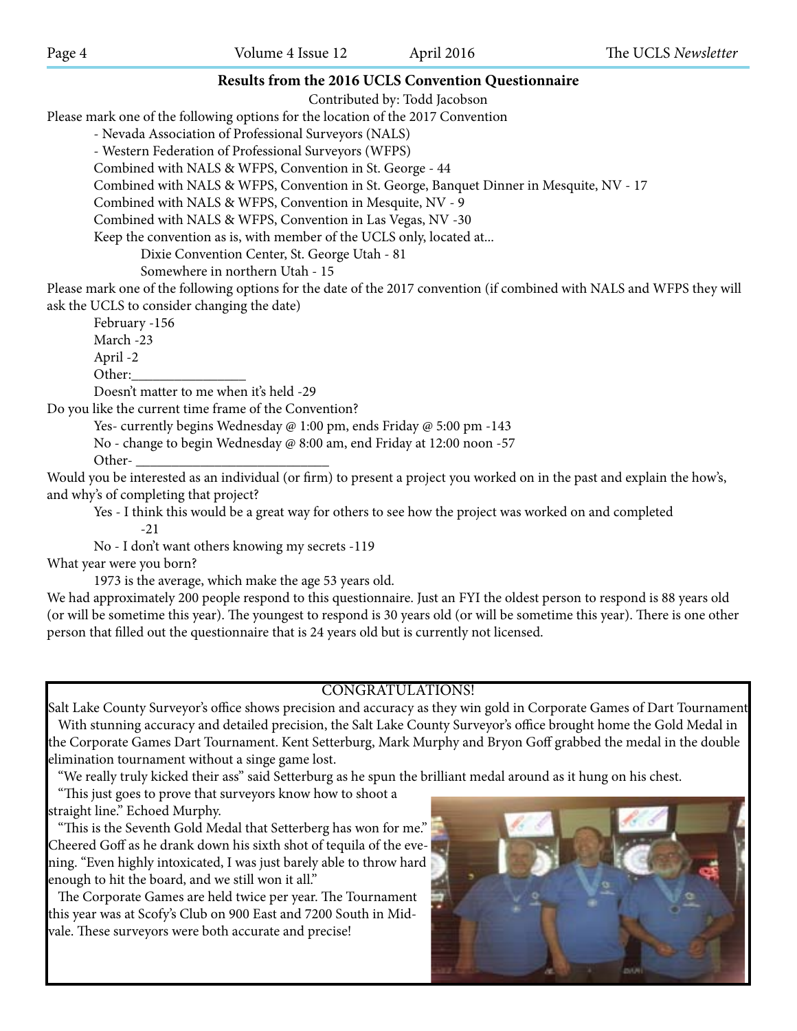## Results from the 2016 UCLS Convention Questionnaire

Contributed by: Todd Jacobson

Please mark one of the following options for the location of the 2017 Convention

- Nevada Association of Professional Surveyors (NALS)
- Western Federation of Professional Surveyors (WFPS)

Combined with NALS & WFPS, Convention in St. George - 44

Combined with NALS & WFPS, Convention in St. George, Banquet Dinner in Mesquite, NV - 17

Combined with NALS & WFPS, Convention in Mesquite, NV - 9

Combined with NALS & WFPS, Convention in Las Vegas, NV -30

Keep the convention as is, with member of the UCLS only, located at...

Dixie Convention Center, St. George Utah - 81

Somewhere in northern Utah - 15

Please mark one of the following options for the date of the 2017 convention (if combined with NALS and WFPS they will ask the UCLS to consider changing the date)

February -156

March -23

April -2

Other:________________

Doesn't matter to me when it's held -29

Do you like the current time frame of the Convention?

Yes- currently begins Wednesday @ 1:00 pm, ends Friday @ 5:00 pm -143

No - change to begin Wednesday @ 8:00 am, end Friday at 12:00 noon -57

Other- ___________________________

Would you be interested as an individual (or firm) to present a project you worked on in the past and explain the how's, and why's of completing that project?

Yes - I think this would be a great way for others to see how the project was worked on and completed -21

No - I don't want others knowing my secrets -119

What year were you born?

1973 is the average, which make the age 53 years old.

We had approximately 200 people respond to this questionnaire. Just an FYI the oldest person to respond is 88 years old (or will be sometime this year). The youngest to respond is 30 years old (or will be sometime this year). There is one other person that filled out the questionnaire that is 24 years old but is currently not licensed.

## CONGRATULATIONS!

**Salt Lake County Surveyor's office shows precision and accuracy as they win gold in Corporate Games of Dart Tournament**

With stunning accuracy and detailed precision, the Salt Lake County Surveyor's office brought home the Gold Medal in the Corporate Games Dart Tournament. Kent Setterburg, Mark Murphy and Bryon Goff grabbed the medal in the double elimination tournament without a singe game lost.

"We really truly kicked their ass" said Setterburg as he spun the brilliant medal around as it hung on his chest.

"This just goes to prove that surveyors know how to shoot a straight line." Echoed Murphy.

"This is the Seventh Gold Medal that Setterberg has won for me." Cheered Goff as he drank down his sixth shot of tequila of the evening. "Even highly intoxicated, I was just barely able to throw hard enough to hit the board, and we still won it all."

The Corporate Games are held twice per year. The Tournament this year was at Scofy's Club on 900 East and 7200 South in Midvale. These surveyors were both accurate and precise!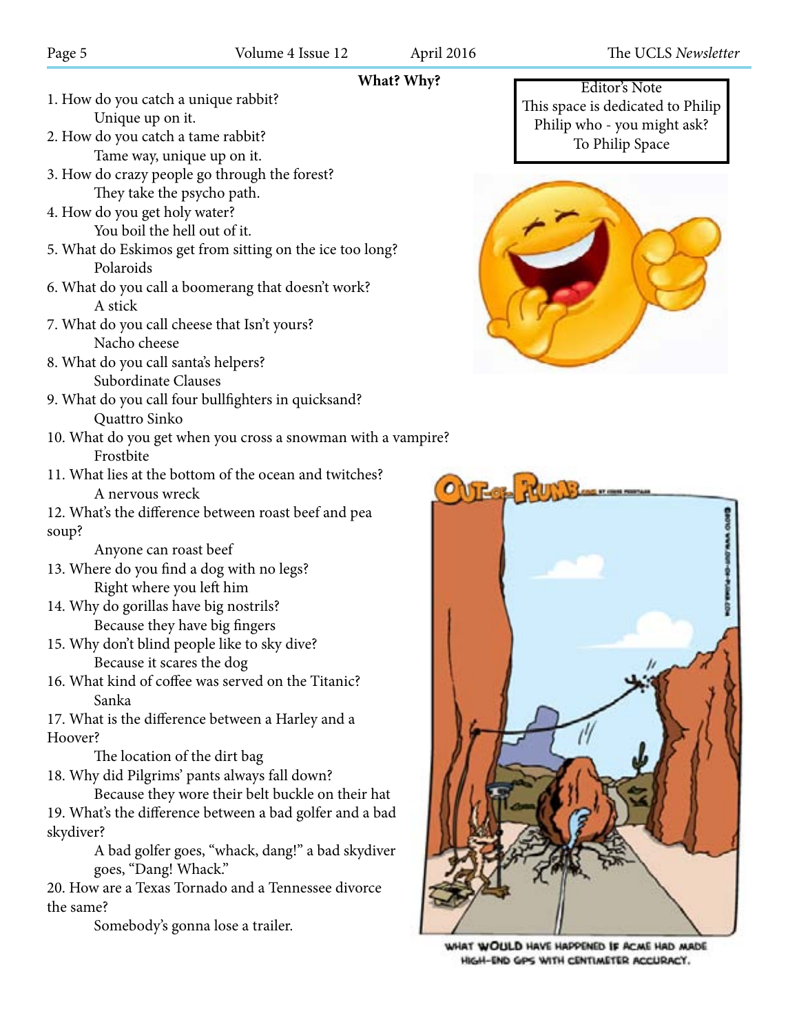## What? Why?

1. How do you catch a unique rabbit?
   Unique up on it.
2. How do you catch a tame rabbit?
   Tame way, unique up on it.
3. How do crazy people go through the forest?
   They take the psycho path.
4. How do you get holy water?
   You boil the hell out of it.
5. What do Eskimos get from sitting on the ice too long?
   Polaroids
6. What do you call a boomerang that doesn't work?
   A stick
7. What do you call cheese that Isn't yours?
   Nacho cheese
8. What do you call santa's helpers?
   Subordinate Clauses
9. What do you call four bullfighters in quicksand?
   Quattro Sinko
10. What do you get when you cross a snowman with a vampire?
    Frostbite
11. What lies at the bottom of the ocean and twitches?
    A nervous wreck
12. What's the difference between roast beef and pea soup?
    Anyone can roast beef
13. Where do you find a dog with no legs?
    Right where you left him
14. Why do gorillas have big nostrils?
    Because they have big fingers
15. Why don't blind people like to sky dive?
    Because it scares the dog
16. What kind of coffee was served on the Titanic?
    Sanka
17. What is the difference between a Harley and a Hoover?
    The location of the dirt bag
18. Why did Pilgrims' pants always fall down?
    Because they wore their belt buckle on their hat
19. What's the difference between a bad golfer and a bad skydiver?
    A bad golfer goes, "whack, dang!" a bad skydiver goes, "Dang! Whack."
20. How are a Texas Tornado and a Tennessee divorce the same?
    Somebody's gonna lose a trailer.

> Editor's Note
> This space is dedicated to Philip
> Philip who - you might ask?
> To Philip Space

WHAT WOULD HAVE HAPPENED IF ACME HAD MADE HIGH-END GPS WITH CENTIMETER ACCURACY.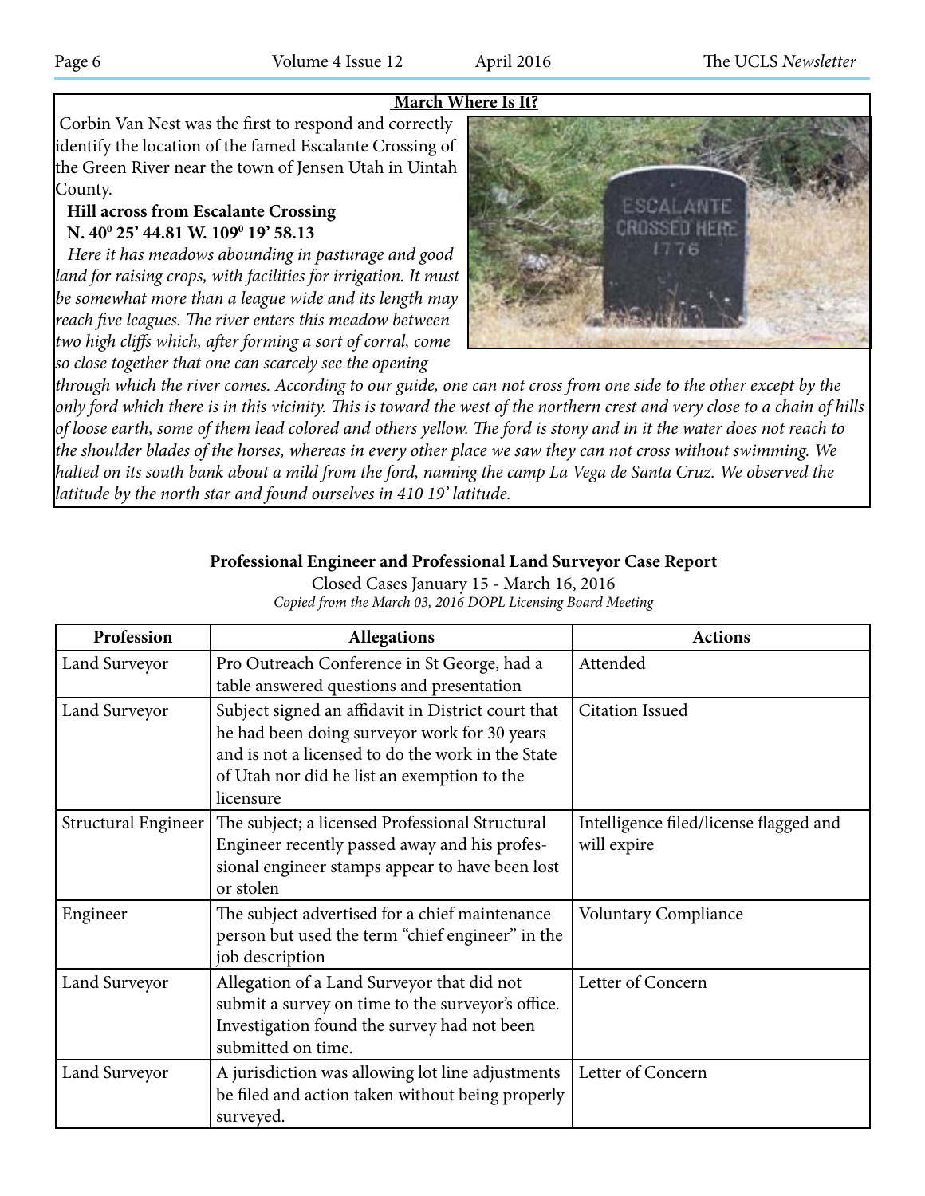## March Where Is It?

Corbin Van Nest was the first to respond and correctly identify the location of the famed Escalante Crossing of the Green River near the town of Jensen Utah in Uintah County.

**Hill across from Escalante Crossing**
**N. $40^0$ 25' 44.81 W. $109^0$ 19' 58.13**

*Here it has meadows abounding in pasturage and good land for raising crops, with facilities for irrigation. It must be somewhat more than a league wide and its length may reach five leagues. The river enters this meadow between two high cliffs which, after forming a sort of corral, come so close together that one can scarcely see the opening through which the river comes. According to our guide, one can not cross from one side to the other except by the only ford which there is in this vicinity. This is toward the west of the northern crest and very close to a chain of hills of loose earth, some of them lead colored and others yellow. The ford is stony and in it the water does not reach to the shoulder blades of the horses, whereas in every other place we saw they can not cross without swimming. We halted on its south bank about a mild from the ford, naming the camp La Vega de Santa Cruz. We observed the latitude by the north star and found ourselves in 410 19' latitude.*

### Professional Engineer and Professional Land Surveyor Case Report

Closed Cases January 15 - March 16, 2016

*Copied from the March 03, 2016 DOPL Licensing Board Meeting*

| Profession | Allegations | Actions |
|---|---|---|
| Land Surveyor | Pro Outreach Conference in St George, had a table answered questions and presentation | Attended |
| Land Surveyor | Subject signed an affidavit in District court that he had been doing surveyor work for 30 years and is not a licensed to do the work in the State of Utah nor did he list an exemption to the licensure | Citation Issued |
| Structural Engineer | The subject; a licensed Professional Structural Engineer recently passed away and his professional engineer stamps appear to have been lost or stolen | Intelligence filed/license flagged and will expire |
| Engineer | The subject advertised for a chief maintenance person but used the term "chief engineer" in the job description | Voluntary Compliance |
| Land Surveyor | Allegation of a Land Surveyor that did not submit a survey on time to the surveyor's office. Investigation found the survey had not been submitted on time. | Letter of Concern |
| Land Surveyor | A jurisdiction was allowing lot line adjustments be filed and action taken without being properly surveyed. | Letter of Concern |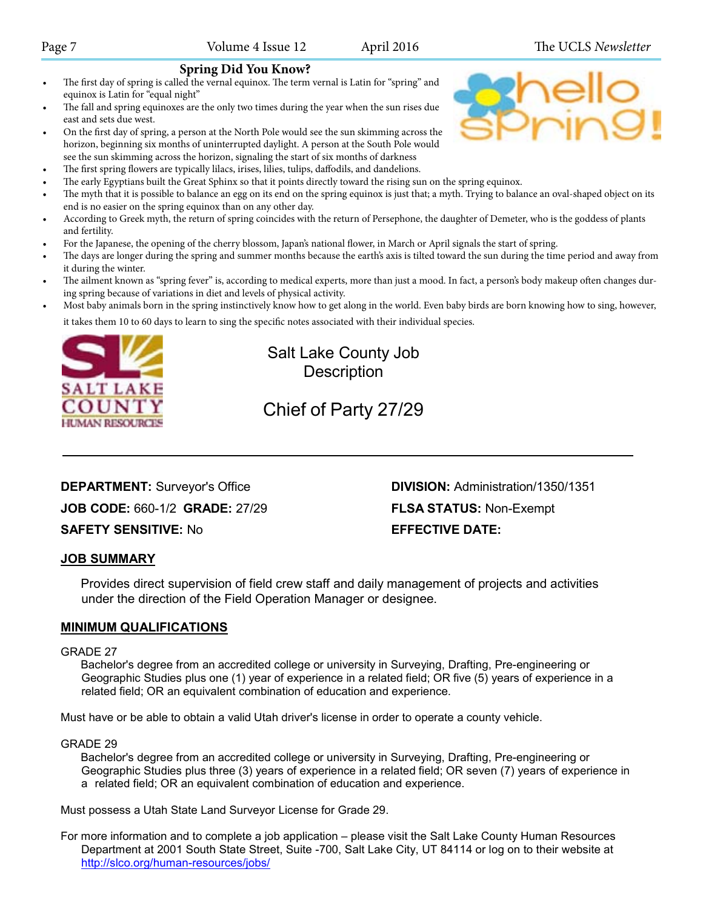## Spring Did You Know?

- The first day of spring is called the vernal equinox. The term vernal is Latin for "spring" and equinox is Latin for "equal night"
- The fall and spring equinoxes are the only two times during the year when the sun rises due east and sets due west.
- On the first day of spring, a person at the North Pole would see the sun skimming across the horizon, beginning six months of uninterrupted daylight. A person at the South Pole would see the sun skimming across the horizon, signaling the start of six months of darkness
- The first spring flowers are typically lilacs, irises, lilies, tulips, daffodils, and dandelions.
- The early Egyptians built the Great Sphinx so that it points directly toward the rising sun on the spring equinox.
- The myth that it is possible to balance an egg on its end on the spring equinox is just that; a myth. Trying to balance an oval-shaped object on its end is no easier on the spring equinox than on any other day.
- According to Greek myth, the return of spring coincides with the return of Persephone, the daughter of Demeter, who is the goddess of plants and fertility.
- For the Japanese, the opening of the cherry blossom, Japan's national flower, in March or April signals the start of spring.
- The days are longer during the spring and summer months because the earth's axis is tilted toward the sun during the time period and away from it during the winter.
- The ailment known as "spring fever" is, according to medical experts, more than just a mood. In fact, a person's body makeup often changes during spring because of variations in diet and levels of physical activity.
- Most baby animals born in the spring instinctively know how to get along in the world. Even baby birds are born knowing how to sing, however, it takes them 10 to 60 days to learn to sing the specific notes associated with their individual species.

# Salt Lake County Job Description

## Chief of Party 27/29

**DEPARTMENT:** Surveyor's Office

**DIVISION:** Administration/1350/1351

**JOB CODE:** 660-1/2 **GRADE:** 27/29

**FLSA STATUS:** Non-Exempt

**SAFETY SENSITIVE:** No

**EFFECTIVE DATE:**

### JOB SUMMARY

Provides direct supervision of field crew staff and daily management of projects and activities under the direction of the Field Operation Manager or designee.

### MINIMUM QUALIFICATIONS

GRADE 27

Bachelor's degree from an accredited college or university in Surveying, Drafting, Pre-engineering or Geographic Studies plus one (1) year of experience in a related field; OR five (5) years of experience in a related field; OR an equivalent combination of education and experience.

Must have or be able to obtain a valid Utah driver's license in order to operate a county vehicle.

GRADE 29

Bachelor's degree from an accredited college or university in Surveying, Drafting, Pre-engineering or Geographic Studies plus three (3) years of experience in a related field; OR seven (7) years of experience in a related field; OR an equivalent combination of education and experience.

Must possess a Utah State Land Surveyor License for Grade 29.

For more information and to complete a job application – please visit the Salt Lake County Human Resources Department at 2001 South State Street, Suite -700, Salt Lake City, UT 84114 or log on to their website at http://slco.org/human-resources/jobs/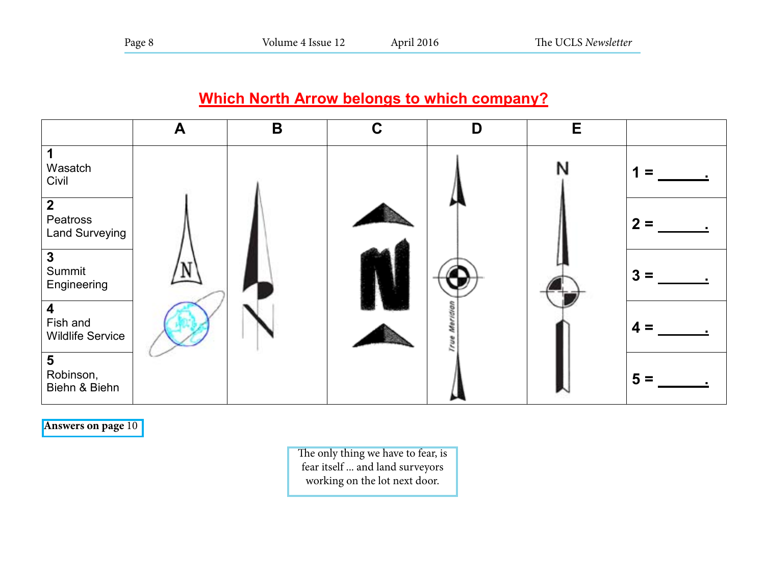## Which North Arrow belongs to which company?

| | A | B | C | D | E | |
|---|---|---|---|---|---|---|
| **1** Wasatch Civil | | | N | True Meridian | N | 1 = ______. |
| **2** Peatross Land Surveying | | | | | | 2 = ______. |
| **3** Summit Engineering | | | | | | 3 = ______. |
| **4** Fish and Wildlife Service | | | | | | 4 = ______. |
| **5** Robinson, Biehn & Biehn | | | | | | 5 = ______. |

**Answers on page** 10

The only thing we have to fear, is fear itself ... and land surveyors working on the lot next door.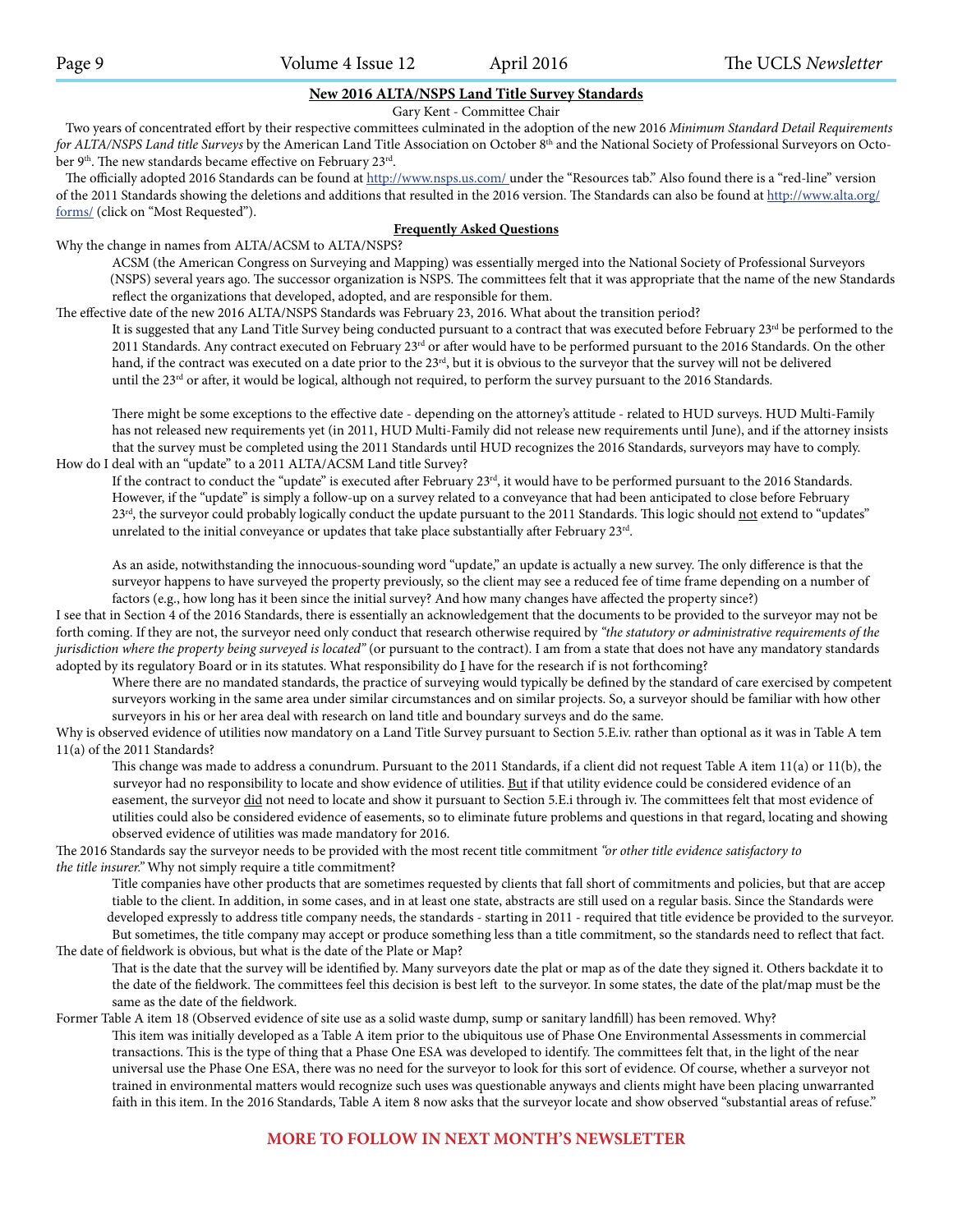## New 2016 ALTA/NSPS Land Title Survey Standards

Gary Kent - Committee Chair

Two years of concentrated effort by their respective committees culminated in the adoption of the new 2016 *Minimum Standard Detail Requirements for ALTA/NSPS Land title Surveys* by the American Land Title Association on October 8th and the National Society of Professional Surveyors on October 9th. The new standards became effective on February 23rd.

The officially adopted 2016 Standards can be found at http://www.nsps.us.com/ under the "Resources tab." Also found there is a "red-line" version of the 2011 Standards showing the deletions and additions that resulted in the 2016 version. The Standards can also be found at http://www.alta.org/forms/ (click on "Most Requested").

### Frequently Asked Questions

Why the change in names from ALTA/ACSM to ALTA/NSPS?

ACSM (the American Congress on Surveying and Mapping) was essentially merged into the National Society of Professional Surveyors (NSPS) several years ago. The successor organization is NSPS. The committees felt that it was appropriate that the name of the new Standards reflect the organizations that developed, adopted, and are responsible for them.

The effective date of the new 2016 ALTA/NSPS Standards was February 23, 2016. What about the transition period?

It is suggested that any Land Title Survey being conducted pursuant to a contract that was executed before February 23rd be performed to the 2011 Standards. Any contract executed on February 23rd or after would have to be performed pursuant to the 2016 Standards. On the other hand, if the contract was executed on a date prior to the 23rd, but it is obvious to the surveyor that the survey will not be delivered until the 23rd or after, it would be logical, although not required, to perform the survey pursuant to the 2016 Standards.

There might be some exceptions to the effective date - depending on the attorney's attitude - related to HUD surveys. HUD Multi-Family has not released new requirements yet (in 2011, HUD Multi-Family did not release new requirements until June), and if the attorney insists that the survey must be completed using the 2011 Standards until HUD recognizes the 2016 Standards, surveyors may have to comply.

How do I deal with an "update" to a 2011 ALTA/ACSM Land title Survey?

If the contract to conduct the "update" is executed after February 23rd, it would have to be performed pursuant to the 2016 Standards. However, if the "update" is simply a follow-up on a survey related to a conveyance that had been anticipated to close before February 23rd, the surveyor could probably logically conduct the update pursuant to the 2011 Standards. This logic should not extend to "updates" unrelated to the initial conveyance or updates that take place substantially after February 23rd.

As an aside, notwithstanding the innocuous-sounding word "update," an update is actually a new survey. The only difference is that the surveyor happens to have surveyed the property previously, so the client may see a reduced fee of time frame depending on a number of factors (e.g., how long has it been since the initial survey? And how many changes have affected the property since?)

I see that in Section 4 of the 2016 Standards, there is essentially an acknowledgement that the documents to be provided to the surveyor may not be forth coming. If they are not, the surveyor need only conduct that research otherwise required by *"the statutory or administrative requirements of the jurisdiction where the property being surveyed is located"* (or pursuant to the contract). I am from a state that does not have any mandatory standards adopted by its regulatory Board or in its statutes. What responsibility do I have for the research if is not forthcoming?

Where there are no mandated standards, the practice of surveying would typically be defined by the standard of care exercised by competent surveyors working in the same area under similar circumstances and on similar projects. So, a surveyor should be familiar with how other surveyors in his or her area deal with research on land title and boundary surveys and do the same.

Why is observed evidence of utilities now mandatory on a Land Title Survey pursuant to Section 5.E.iv. rather than optional as it was in Table A tem 11(a) of the 2011 Standards?

This change was made to address a conundrum. Pursuant to the 2011 Standards, if a client did not request Table A item 11(a) or 11(b), the surveyor had no responsibility to locate and show evidence of utilities. But if that utility evidence could be considered evidence of an easement, the surveyor did not need to locate and show it pursuant to Section 5.E.i through iv. The committees felt that most evidence of utilities could also be considered evidence of easements, so to eliminate future problems and questions in that regard, locating and showing observed evidence of utilities was made mandatory for 2016.

The 2016 Standards say the surveyor needs to be provided with the most recent title commitment *"or other title evidence satisfactory to the title insurer."* Why not simply require a title commitment?

Title companies have other products that are sometimes requested by clients that fall short of commitments and policies, but that are acceptiable to the client. In addition, in some cases, and in at least one state, abstracts are still used on a regular basis. Since the Standards were developed expressly to address title company needs, the standards - starting in 2011 - required that title evidence be provided to the surveyor. But sometimes, the title company may accept or produce something less than a title commitment, so the standards need to reflect that fact.

The date of fieldwork is obvious, but what is the date of the Plate or Map?

That is the date that the survey will be identified by. Many surveyors date the plat or map as of the date they signed it. Others backdate it to the date of the fieldwork. The committees feel this decision is best left to the surveyor. In some states, the date of the plat/map must be the same as the date of the fieldwork.

Former Table A item 18 (Observed evidence of site use as a solid waste dump, sump or sanitary landfill) has been removed. Why?

This item was initially developed as a Table A item prior to the ubiquitous use of Phase One Environmental Assessments in commercial transactions. This is the type of thing that a Phase One ESA was developed to identify. The committees felt that, in the light of the near universal use the Phase One ESA, there was no need for the surveyor to look for this sort of evidence. Of course, whether a surveyor not trained in environmental matters would recognize such uses was questionable anyways and clients might have been placing unwarranted faith in this item. In the 2016 Standards, Table A item 8 now asks that the surveyor locate and show observed "substantial areas of refuse."

**MORE TO FOLLOW IN NEXT MONTH'S NEWSLETTER**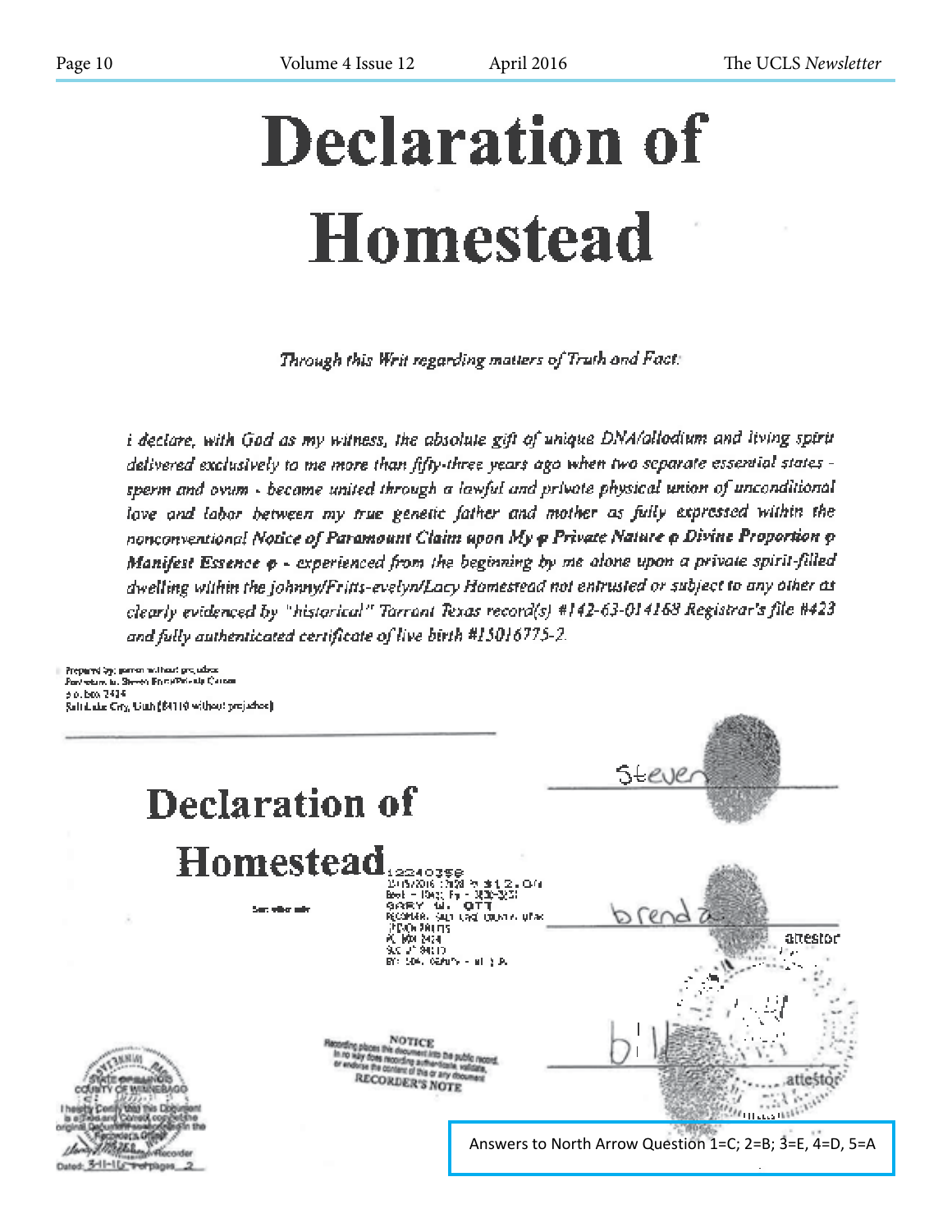# Declaration of Homestead

*Through this Writ regarding matters of Truth and Fact:*

*i declare, with God as my witness, the absolute gift of unique DNA/allodium and living spirit delivered exclusively to me more than fifty-three years ago when two separate essential states - sperm and ovum - became united through a lawful and private physical union of unconditional love and labor between my true genetic father and mother as fully expressed within the nonconventional **Notice of Paramount Claim upon My φ Private Nature φ Divine Proportion φ Manifest Essence φ** - experienced from the beginning by me alone upon a private spirit-filled dwelling within the johnny/Fritts-evelyn/Lacy Homestead not entrusted or subject to any other as clearly evidenced by "historical" Tarrant Texas record(s) #142-63-014168 Registrar's file #423 and fully authenticated certificate of live birth #15016775-2.*

Prepared by: person without prejudice
For return to: Steven Fritts/Private Citizen
p.o. box 2424
Salt Lake City, Utah [84110 without prejudice]

Steven

## Declaration of Homestead

12240358
12/15/2016 ... $12.00
Book - ... Pg - ...
GARY W. OTT
RECORDER, SALT LAKE COUNTY, UTAH
... FRITTS
PO BOX 2424
SLC UT 84110
BY: ..., DEPUTY - ...

brenda

attestor

bill

attestor

NOTICE
Recording places this document into the public record. In no way does recording authenticate, validate, or endorse the content of this or any document.
RECORDER'S NOTE

STATE OF ILLINOIS
COUNTY OF WINNEBAGO
I hereby Certify that this Document is a True and Correct copy of the original Document recorded in the Recorder's Office.
Recorder
Dated: 3-11-16 # of pages 2

Answers to North Arrow Question 1=C; 2=B; 3=E, 4=D, 5=A